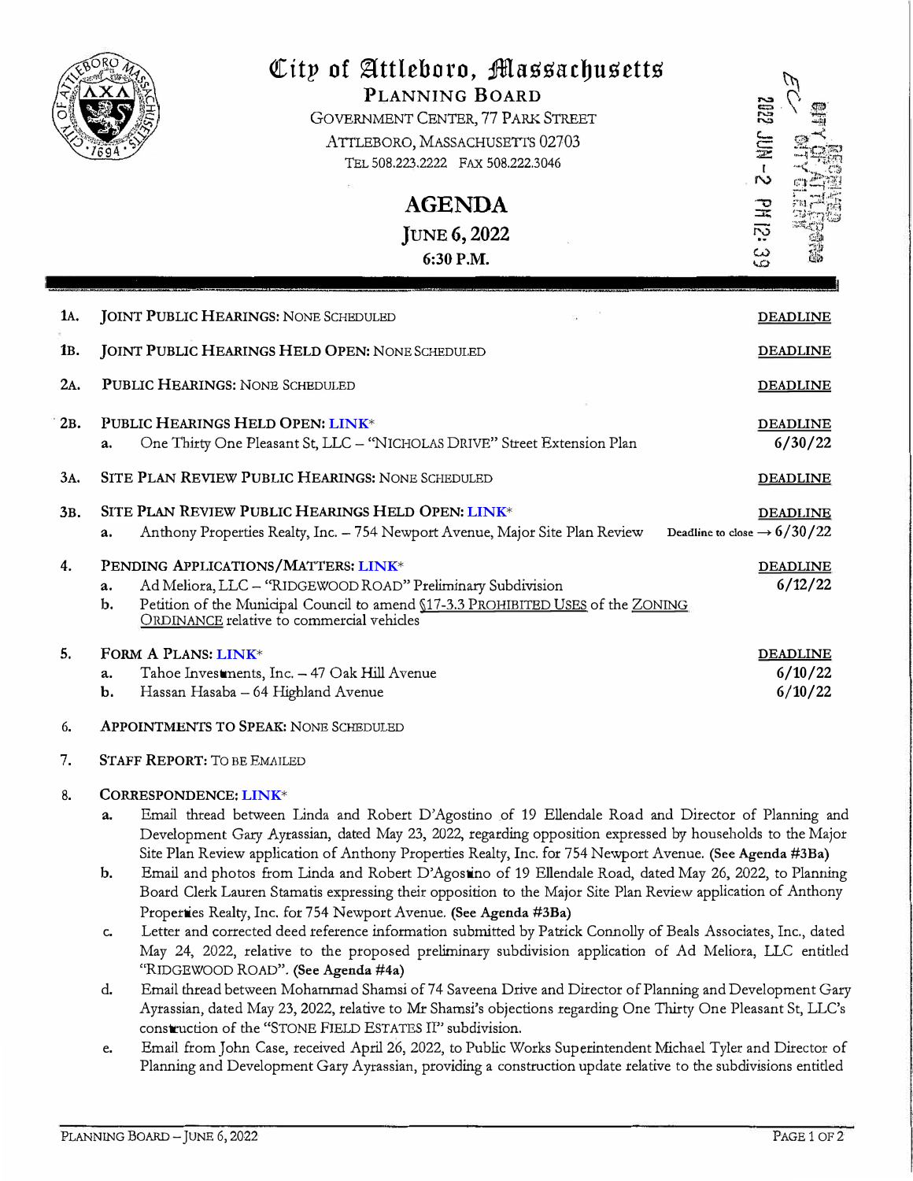# City of Attleboro, Massachusetts

**PLANNING BOARD**

GOVERNMENT CENTER, 77 PARK STREET
ATTLEBORO, MASSACHUSETTS 02703
TEL 508.223.2222 FAX 508.222.3046

## AGENDA

**JUNE 6, 2022**

**6:30 P.M.**

RECEIVED CITY OF ATTLEBORO CITY CLERK 2022 JUN -2 PM 12:39

**1A. JOINT PUBLIC HEARINGS:** NONE SCHEDULED — **DEADLINE**

**1B. JOINT PUBLIC HEARINGS HELD OPEN:** NONE SCHEDULED — **DEADLINE**

**2A. PUBLIC HEARINGS:** NONE SCHEDULED — **DEADLINE**

**2B. PUBLIC HEARINGS HELD OPEN:** LINK* — **DEADLINE**

- **a.** One Thirty One Pleasant St, LLC – "NICHOLAS DRIVE" Street Extension Plan — 6/30/22

**3A. SITE PLAN REVIEW PUBLIC HEARINGS:** NONE SCHEDULED — **DEADLINE**

**3B. SITE PLAN REVIEW PUBLIC HEARINGS HELD OPEN:** LINK* — **DEADLINE**

- **a.** Anthony Properties Realty, Inc. – 754 Newport Avenue, Major Site Plan Review — Deadline to close → 6/30/22

**4. PENDING APPLICATIONS/MATTERS:** LINK* — **DEADLINE**

- **a.** Ad Meliora, LLC – "RIDGEWOOD ROAD" Preliminary Subdivision — 6/12/22
- **b.** Petition of the Municipal Council to amend §17-3.3 PROHIBITED USES of the ZONING ORDINANCE relative to commercial vehicles

**5. FORM A PLANS:** LINK* — **DEADLINE**

- **a.** Tahoe Investments, Inc. – 47 Oak Hill Avenue — 6/10/22
- **b.** Hassan Hasaba – 64 Highland Avenue — 6/10/22

**6. APPOINTMENTS TO SPEAK:** NONE SCHEDULED

**7. STAFF REPORT:** TO BE EMAILED

**8. CORRESPONDENCE:** LINK*

- **a.** Email thread between Linda and Robert D'Agostino of 19 Ellendale Road and Director of Planning and Development Gary Ayrassian, dated May 23, 2022, regarding opposition expressed by households to the Major Site Plan Review application of Anthony Properties Realty, Inc. for 754 Newport Avenue. **(See Agenda #3Ba)**
- **b.** Email and photos from Linda and Robert D'Agostino of 19 Ellendale Road, dated May 26, 2022, to Planning Board Clerk Lauren Stamatis expressing their opposition to the Major Site Plan Review application of Anthony Properties Realty, Inc. for 754 Newport Avenue. **(See Agenda #3Ba)**
- **c.** Letter and corrected deed reference information submitted by Patrick Connolly of Beals Associates, Inc., dated May 24, 2022, relative to the proposed preliminary subdivision application of Ad Meliora, LLC entitled "RIDGEWOOD ROAD". **(See Agenda #4a)**
- **d.** Email thread between Mohammad Shamsi of 74 Saveena Drive and Director of Planning and Development Gary Ayrassian, dated May 23, 2022, relative to Mr Shamsi's objections regarding One Thirty One Pleasant St, LLC's construction of the "STONE FIELD ESTATES II" subdivision.
- **e.** Email from John Case, received April 26, 2022, to Public Works Superintendent Michael Tyler and Director of Planning and Development Gary Ayrassian, providing a construction update relative to the subdivisions entitled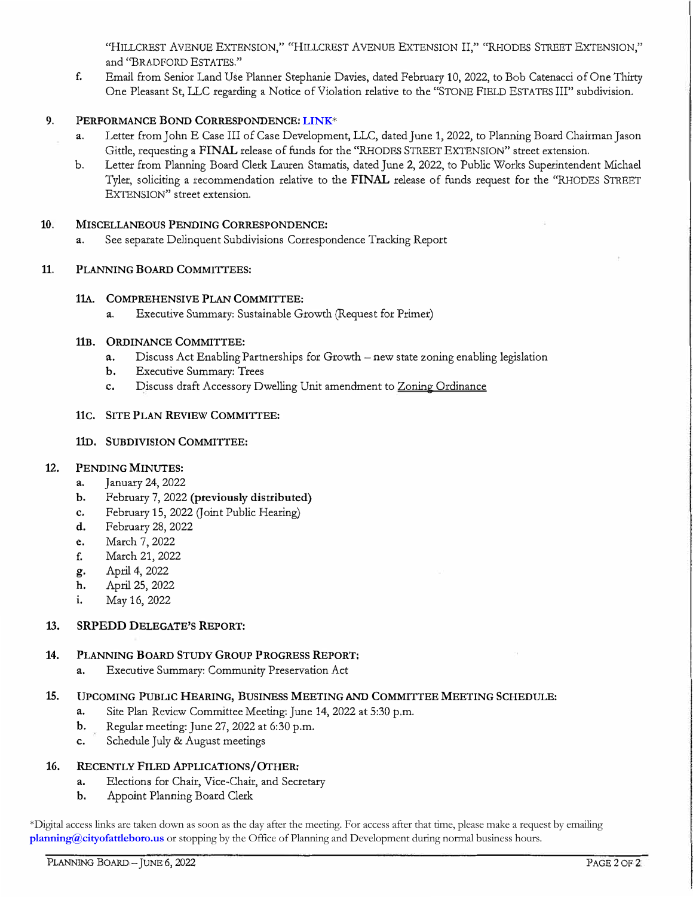"HILLCREST AVENUE EXTENSION," "HILLCREST AVENUE EXTENSION II," "RHODES STREET EXTENSION," and "BRADFORD ESTATES."

f. Email from Senior Land Use Planner Stephanie Davies, dated February 10, 2022, to Bob Catenacci of One Thirty One Pleasant St, LLC regarding a Notice of Violation relative to the "STONE FIELD ESTATES III" subdivision.

9. **PERFORMANCE BOND CORRESPONDENCE:** LINK*
   a. Letter from John E Case III of Case Development, LLC, dated June 1, 2022, to Planning Board Chairman Jason Gittle, requesting a **FINAL** release of funds for the "RHODES STREET EXTENSION" street extension.
   b. Letter from Planning Board Clerk Lauren Stamatis, dated June 2, 2022, to Public Works Superintendent Michael Tyler, soliciting a recommendation relative to the **FINAL** release of funds request for the "RHODES STREET EXTENSION" street extension.

10. **MISCELLANEOUS PENDING CORRESPONDENCE:**
    a. See separate Delinquent Subdivisions Correspondence Tracking Report

11. **PLANNING BOARD COMMITTEES:**

    **11A. COMPREHENSIVE PLAN COMMITTEE:**
    a. Executive Summary: Sustainable Growth (Request for Primer)

    **11B. ORDINANCE COMMITTEE:**
    a. Discuss Act Enabling Partnerships for Growth – new state zoning enabling legislation
    b. Executive Summary: Trees
    c. Discuss draft Accessory Dwelling Unit amendment to Zoning Ordinance

    **11C. SITE PLAN REVIEW COMMITTEE:**

    **11D. SUBDIVISION COMMITTEE:**

12. **PENDING MINUTES:**
    a. January 24, 2022
    b. February 7, 2022 **(previously distributed)**
    c. February 15, 2022 (Joint Public Hearing)
    d. February 28, 2022
    e. March 7, 2022
    f. March 21, 2022
    g. April 4, 2022
    h. April 25, 2022
    i. May 16, 2022

13. **SRPEDD DELEGATE'S REPORT:**

14. **PLANNING BOARD STUDY GROUP PROGRESS REPORT:**
    a. Executive Summary: Community Preservation Act

15. **UPCOMING PUBLIC HEARING, BUSINESS MEETING AND COMMITTEE MEETING SCHEDULE:**
    a. Site Plan Review Committee Meeting: June 14, 2022 at 5:30 p.m.
    b. Regular meeting: June 27, 2022 at 6:30 p.m.
    c. Schedule July & August meetings

16. **RECENTLY FILED APPLICATIONS/OTHER:**
    a. Elections for Chair, Vice-Chair, and Secretary
    b. Appoint Planning Board Clerk

*Digital access links are taken down as soon as the day after the meeting. For access after that time, please make a request by emailing **planning@cityofattleboro.us** or stopping by the Office of Planning and Development during normal business hours.

PLANNING BOARD – JUNE 6, 2022